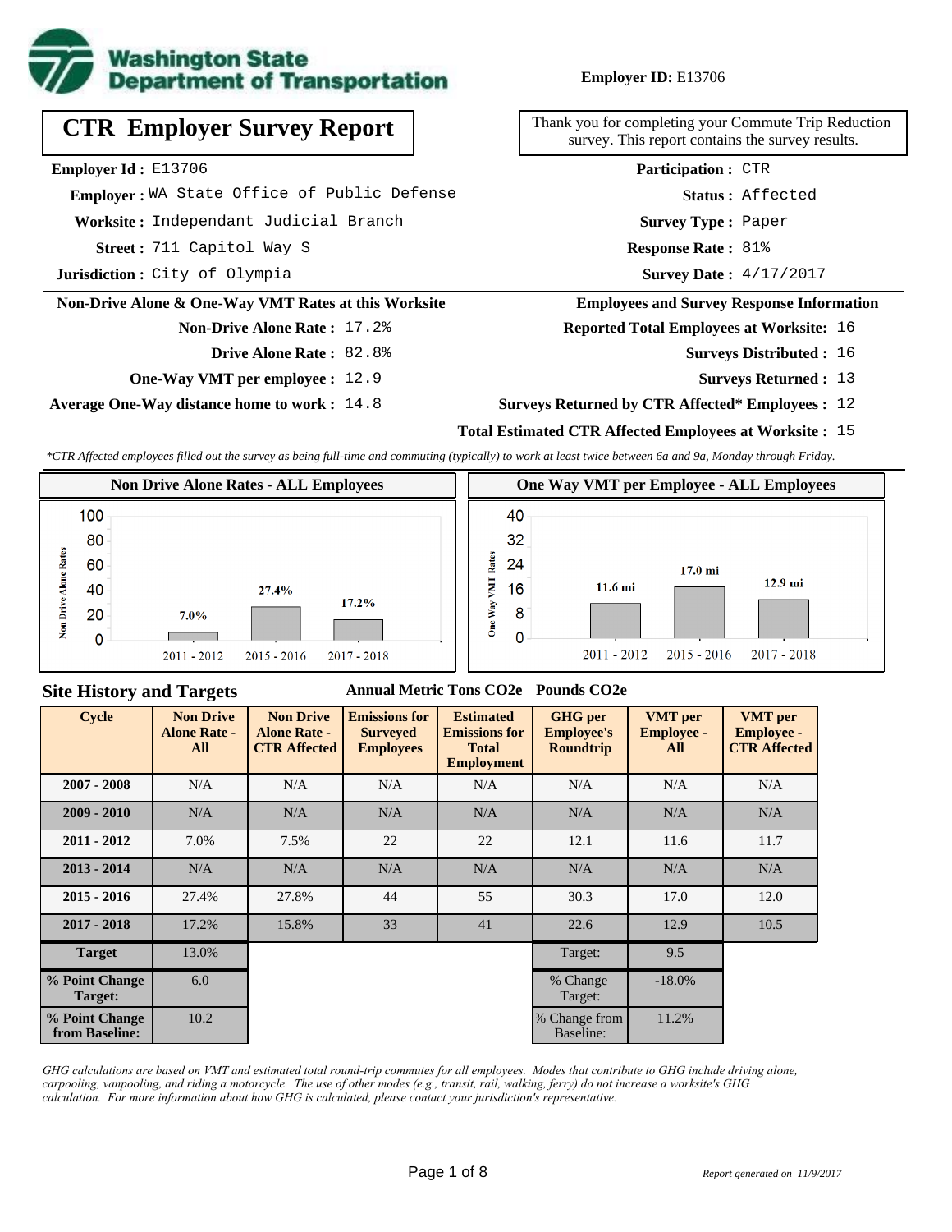**Washington State Department of Transportation**

**Employer ID:** E13706

# CTR Employer Survey Report

Thank you for completing your Commute Trip Reduction survey. This report contains the survey results.

**Employer Id :** E13706

**Employer :** WA State Office of Public Defense

**Worksite :** Independant Judicial Branch

**Street :** 711 Capitol Way S

**Jurisdiction :** City of Olympia

**Participation :** CTR

**Status :** Affected

**Survey Type :** Paper

**Response Rate :** 81%

**Survey Date :** 4/17/2017

## Non-Drive Alone & One-Way VMT Rates at this Worksite

**Non-Drive Alone Rate :** 17.2%

**Drive Alone Rate :** 82.8%

**One-Way VMT per employee :** 12.9

**Average One-Way distance home to work :** 14.8

## Employees and Survey Response Information

**Reported Total Employees at Worksite:** 16

**Surveys Distributed :** 16

**Surveys Returned :** 13

**Surveys Returned by CTR Affected* Employees :** 12

**Total Estimated CTR Affected Employees at Worksite :** 15

*\*CTR Affected employees filled out the survey as being full-time and commuting (typically) to work at least twice between 6a and 9a, Monday through Friday.*

**Non Drive Alone Rates - ALL Employees**

| Cycle | Non Drive Alone Rate |
|---|---|
| 2011 - 2012 | 7.0% |
| 2015 - 2016 | 27.4% |
| 2017 - 2018 | 17.2% |

**One Way VMT per Employee - ALL Employees**

| Cycle | One Way VMT |
|---|---|
| 2011 - 2012 | 11.6 mi |
| 2015 - 2016 | 17.0 mi |
| 2017 - 2018 | 12.9 mi |

## Site History and Targets

| Cycle | Non Drive Alone Rate - All | Non Drive Alone Rate - CTR Affected | Emissions for Surveyed Employees (Annual Metric Tons CO2e) | Estimated Emissions for Total Employment (Annual Metric Tons CO2e) | GHG per Employee's Roundtrip (Pounds CO2e) | VMT per Employee - All | VMT per Employee - CTR Affected |
|---|---|---|---|---|---|---|---|
| 2007 - 2008 | N/A | N/A | N/A | N/A | N/A | N/A | N/A |
| 2009 - 2010 | N/A | N/A | N/A | N/A | N/A | N/A | N/A |
| 2011 - 2012 | 7.0% | 7.5% | 22 | 22 | 12.1 | 11.6 | 11.7 |
| 2013 - 2014 | N/A | N/A | N/A | N/A | N/A | N/A | N/A |
| 2015 - 2016 | 27.4% | 27.8% | 44 | 55 | 30.3 | 17.0 | 12.0 |
| 2017 - 2018 | 17.2% | 15.8% | 33 | 41 | 22.6 | 12.9 | 10.5 |
| Target | 13.0% | | | | Target: | 9.5 | |
| % Point Change Target: | 6.0 | | | | % Change Target: | -18.0% | |
| % Point Change from Baseline: | 10.2 | | | | % Change from Baseline: | 11.2% | |

*GHG calculations are based on VMT and estimated total round-trip commutes for all employees. Modes that contribute to GHG include driving alone, carpooling, vanpooling, and riding a motorcycle. The use of other modes (e.g., transit, rail, walking, ferry) do not increase a worksite's GHG calculation. For more information about how GHG is calculated, please contact your jurisdiction's representative.*

*Report generated on 11/9/2017*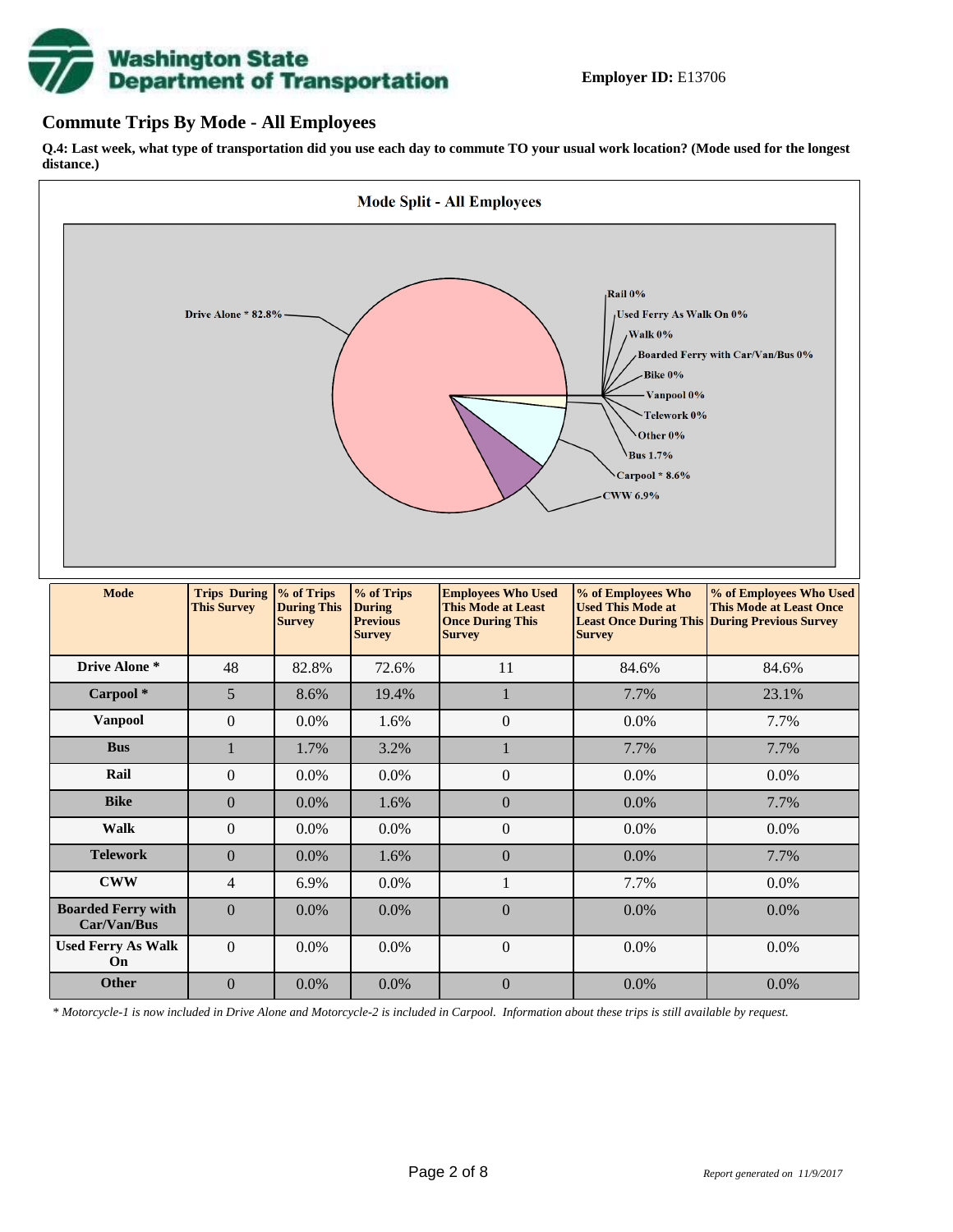**Employer ID:** E13706

## Commute Trips By Mode - All Employees

**Q.4: Last week, what type of transportation did you use each day to commute TO your usual work location? (Mode used for the longest distance.)**

**Mode Split - All Employees**

Drive Alone * 82.8%
Rail 0%
Used Ferry As Walk On 0%
Walk 0%
Boarded Ferry with Car/Van/Bus 0%
Bike 0%
Vanpool 0%
Telework 0%
Other 0%
Bus 1.7%
Carpool * 8.6%
CWW 6.9%

| Mode | Trips During This Survey | % of Trips During This Survey | % of Trips During Previous Survey | Employees Who Used This Mode at Least Once During This Survey | % of Employees Who Used This Mode at Least Once During This Survey | % of Employees Who Used This Mode at Least Once During Previous Survey |
|---|---|---|---|---|---|---|
| Drive Alone * | 48 | 82.8% | 72.6% | 11 | 84.6% | 84.6% |
| Carpool * | 5 | 8.6% | 19.4% | 1 | 7.7% | 23.1% |
| Vanpool | 0 | 0.0% | 1.6% | 0 | 0.0% | 7.7% |
| Bus | 1 | 1.7% | 3.2% | 1 | 7.7% | 7.7% |
| Rail | 0 | 0.0% | 0.0% | 0 | 0.0% | 0.0% |
| Bike | 0 | 0.0% | 1.6% | 0 | 0.0% | 7.7% |
| Walk | 0 | 0.0% | 0.0% | 0 | 0.0% | 0.0% |
| Telework | 0 | 0.0% | 1.6% | 0 | 0.0% | 7.7% |
| CWW | 4 | 6.9% | 0.0% | 1 | 7.7% | 0.0% |
| Boarded Ferry with Car/Van/Bus | 0 | 0.0% | 0.0% | 0 | 0.0% | 0.0% |
| Used Ferry As Walk On | 0 | 0.0% | 0.0% | 0 | 0.0% | 0.0% |
| Other | 0 | 0.0% | 0.0% | 0 | 0.0% | 0.0% |

*\* Motorcycle-1 is now included in Drive Alone and Motorcycle-2 is included in Carpool. Information about these trips is still available by request.*

*Report generated on 11/9/2017*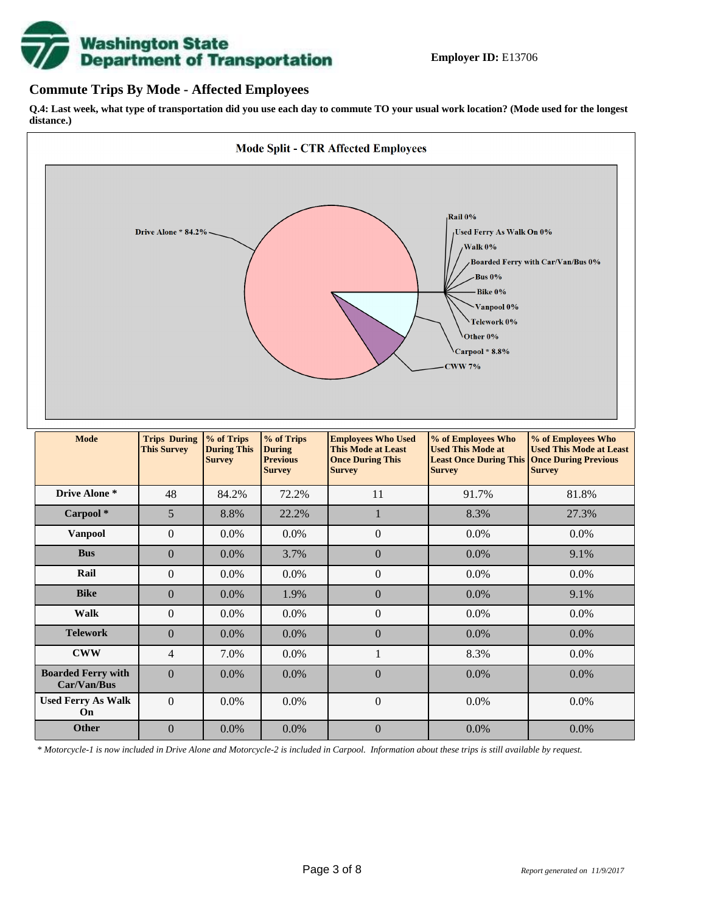**Employer ID:** E13706

## Commute Trips By Mode - Affected Employees

**Q.4: Last week, what type of transportation did you use each day to commute TO your usual work location? (Mode used for the longest distance.)**

**Mode Split - CTR Affected Employees**

Drive Alone * 84.2%
Rail 0%
Used Ferry As Walk On 0%
Walk 0%
Boarded Ferry with Car/Van/Bus 0%
Bus 0%
Bike 0%
Vanpool 0%
Telework 0%
Other 0%
Carpool * 8.8%
CWW 7%

| Mode | Trips During This Survey | % of Trips During This Survey | % of Trips During Previous Survey | Employees Who Used This Mode at Least Once During This Survey | % of Employees Who Used This Mode at Least Once During This Survey | % of Employees Who Used This Mode at Least Once During Previous Survey |
|---|---|---|---|---|---|---|
| **Drive Alone *** | 48 | 84.2% | 72.2% | 11 | 91.7% | 81.8% |
| **Carpool *** | 5 | 8.8% | 22.2% | 1 | 8.3% | 27.3% |
| **Vanpool** | 0 | 0.0% | 0.0% | 0 | 0.0% | 0.0% |
| **Bus** | 0 | 0.0% | 3.7% | 0 | 0.0% | 9.1% |
| **Rail** | 0 | 0.0% | 0.0% | 0 | 0.0% | 0.0% |
| **Bike** | 0 | 0.0% | 1.9% | 0 | 0.0% | 9.1% |
| **Walk** | 0 | 0.0% | 0.0% | 0 | 0.0% | 0.0% |
| **Telework** | 0 | 0.0% | 0.0% | 0 | 0.0% | 0.0% |
| **CWW** | 4 | 7.0% | 0.0% | 1 | 8.3% | 0.0% |
| **Boarded Ferry with Car/Van/Bus** | 0 | 0.0% | 0.0% | 0 | 0.0% | 0.0% |
| **Used Ferry As Walk On** | 0 | 0.0% | 0.0% | 0 | 0.0% | 0.0% |
| **Other** | 0 | 0.0% | 0.0% | 0 | 0.0% | 0.0% |

*\* Motorcycle-1 is now included in Drive Alone and Motorcycle-2 is included in Carpool. Information about these trips is still available by request.*

*Report generated on 11/9/2017*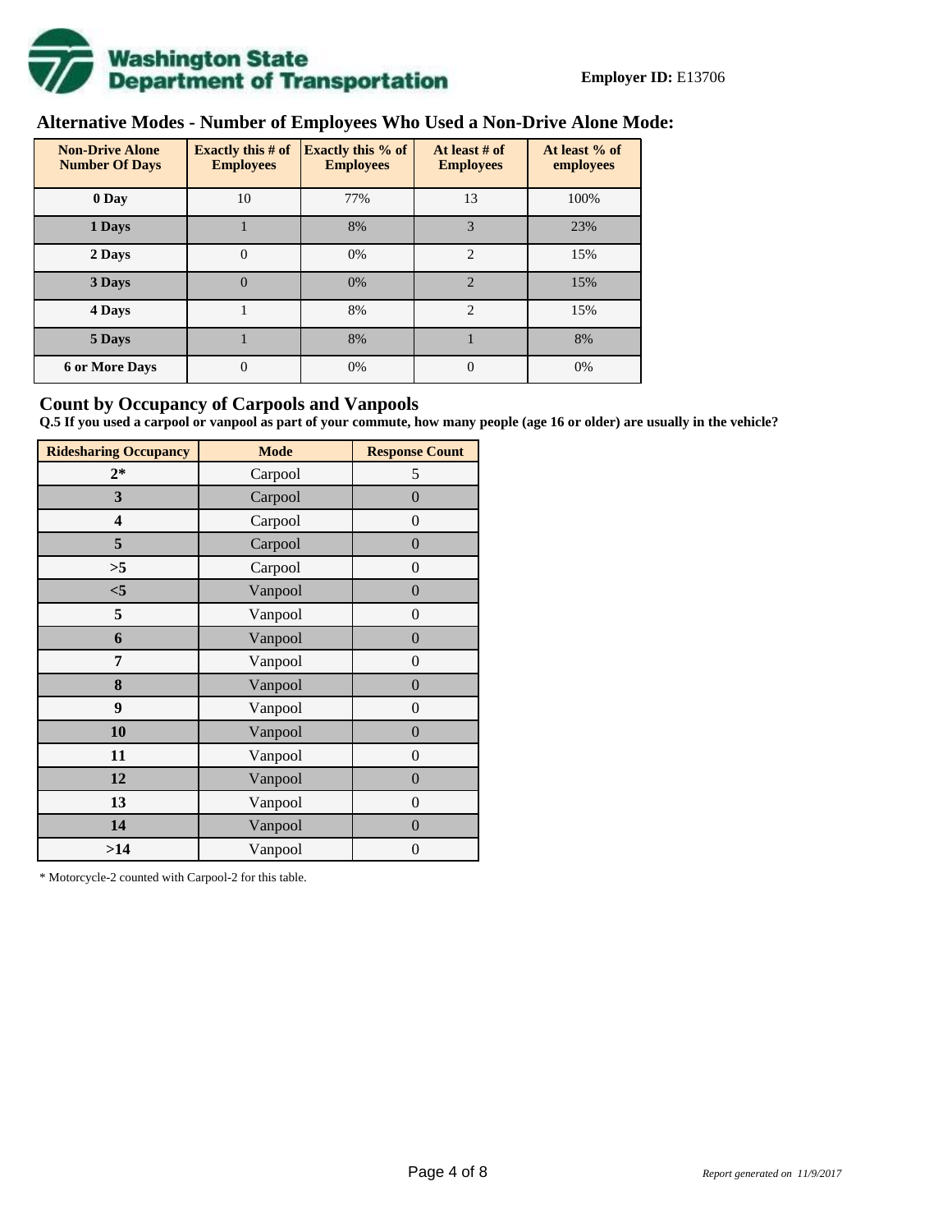**Employer ID:** E13706

## Alternative Modes - Number of Employees Who Used a Non-Drive Alone Mode:

| Non-Drive Alone Number Of Days | Exactly this # of Employees | Exactly this % of Employees | At least # of Employees | At least % of employees |
|---|---|---|---|---|
| 0 Day | 10 | 77% | 13 | 100% |
| 1 Days | 1 | 8% | 3 | 23% |
| 2 Days | 0 | 0% | 2 | 15% |
| 3 Days | 0 | 0% | 2 | 15% |
| 4 Days | 1 | 8% | 2 | 15% |
| 5 Days | 1 | 8% | 1 | 8% |
| 6 or More Days | 0 | 0% | 0 | 0% |

## Count by Occupancy of Carpools and Vanpools

**Q.5 If you used a carpool or vanpool as part of your commute, how many people (age 16 or older) are usually in the vehicle?**

| Ridesharing Occupancy | Mode | Response Count |
|---|---|---|
| 2* | Carpool | 5 |
| 3 | Carpool | 0 |
| 4 | Carpool | 0 |
| 5 | Carpool | 0 |
| >5 | Carpool | 0 |
| <5 | Vanpool | 0 |
| 5 | Vanpool | 0 |
| 6 | Vanpool | 0 |
| 7 | Vanpool | 0 |
| 8 | Vanpool | 0 |
| 9 | Vanpool | 0 |
| 10 | Vanpool | 0 |
| 11 | Vanpool | 0 |
| 12 | Vanpool | 0 |
| 13 | Vanpool | 0 |
| 14 | Vanpool | 0 |
| >14 | Vanpool | 0 |

* Motorcycle-2 counted with Carpool-2 for this table.

*Report generated on 11/9/2017*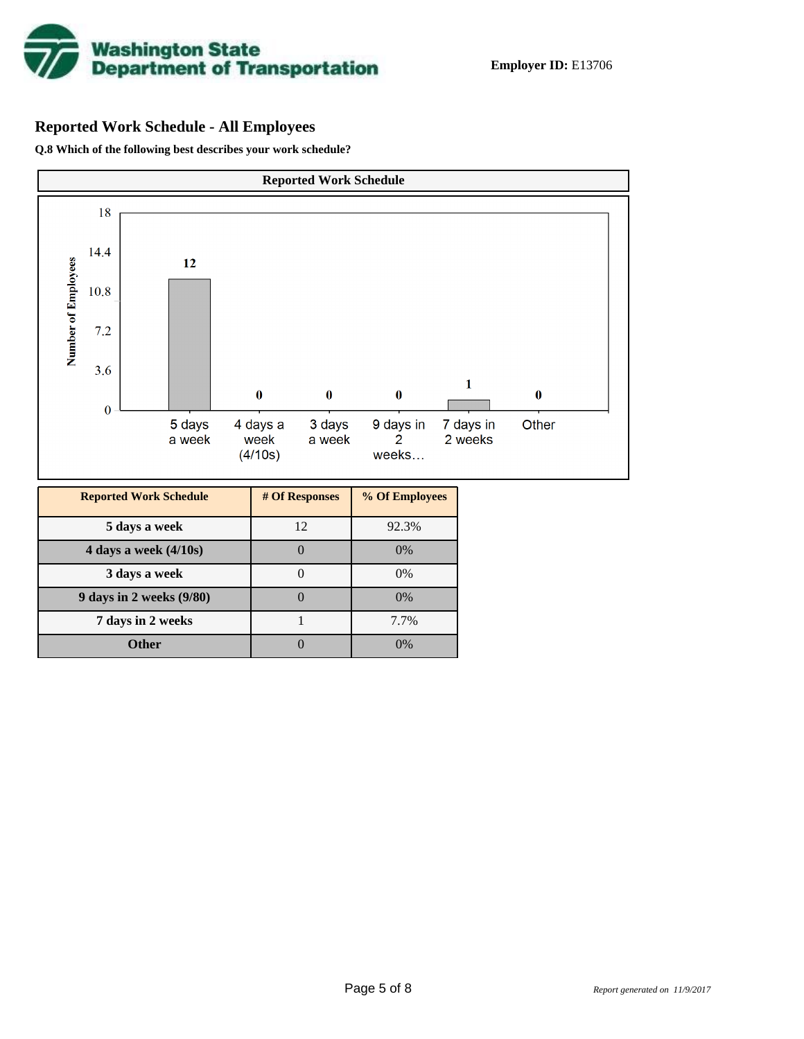**Employer ID:** E13706

## Reported Work Schedule - All Employees

**Q.8 Which of the following best describes your work schedule?**

**Reported Work Schedule**

| Reported Work Schedule | # Of Responses | % Of Employees |
|---|---|---|
| 5 days a week | 12 | 92.3% |
| 4 days a week (4/10s) | 0 | 0% |
| 3 days a week | 0 | 0% |
| 9 days in 2 weeks (9/80) | 0 | 0% |
| 7 days in 2 weeks | 1 | 7.7% |
| Other | 0 | 0% |

*Report generated on 11/9/2017*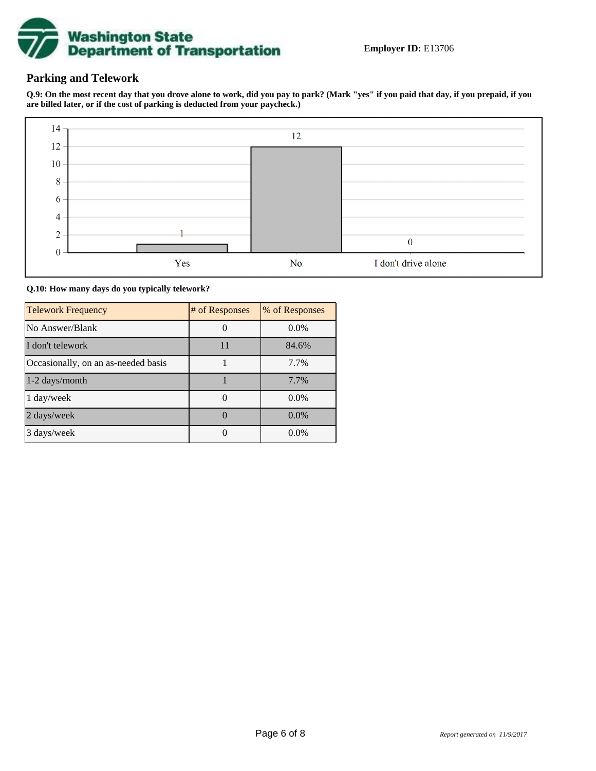**Employer ID:** E13706

## Parking and Telework

**Q.9: On the most recent day that you drove alone to work, did you pay to park? (Mark "yes" if you paid that day, if you prepaid, if you are billed later, or if the cost of parking is deducted from your paycheck.)**

| Response | Count |
| --- | --- |
| Yes | 1 |
| No | 12 |
| I don't drive alone | 0 |

**Q.10: How many days do you typically telework?**

| Telework Frequency | # of Responses | % of Responses |
| --- | --- | --- |
| No Answer/Blank | 0 | 0.0% |
| I don't telework | 11 | 84.6% |
| Occasionally, on an as-needed basis | 1 | 7.7% |
| 1-2 days/month | 1 | 7.7% |
| 1 day/week | 0 | 0.0% |
| 2 days/week | 0 | 0.0% |
| 3 days/week | 0 | 0.0% |

*Report generated on 11/9/2017*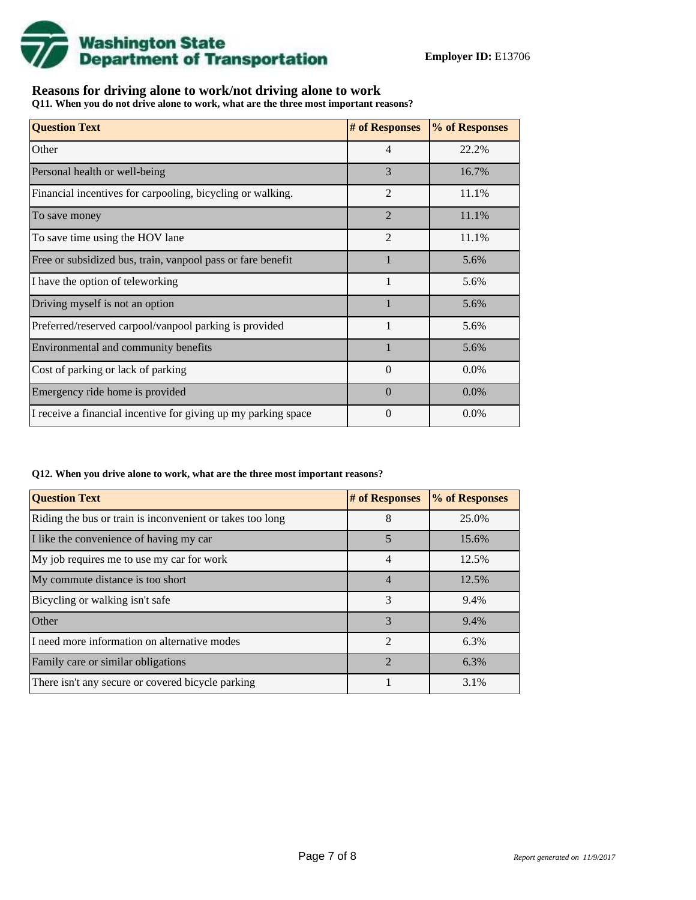**Employer ID:** E13706

## Reasons for driving alone to work/not driving alone to work

**Q11. When you do not drive alone to work, what are the three most important reasons?**

| Question Text | # of Responses | % of Responses |
|---|---|---|
| Other | 4 | 22.2% |
| Personal health or well-being | 3 | 16.7% |
| Financial incentives for carpooling, bicycling or walking. | 2 | 11.1% |
| To save money | 2 | 11.1% |
| To save time using the HOV lane | 2 | 11.1% |
| Free or subsidized bus, train, vanpool pass or fare benefit | 1 | 5.6% |
| I have the option of teleworking | 1 | 5.6% |
| Driving myself is not an option | 1 | 5.6% |
| Preferred/reserved carpool/vanpool parking is provided | 1 | 5.6% |
| Environmental and community benefits | 1 | 5.6% |
| Cost of parking or lack of parking | 0 | 0.0% |
| Emergency ride home is provided | 0 | 0.0% |
| I receive a financial incentive for giving up my parking space | 0 | 0.0% |

**Q12. When you drive alone to work, what are the three most important reasons?**

| Question Text | # of Responses | % of Responses |
|---|---|---|
| Riding the bus or train is inconvenient or takes too long | 8 | 25.0% |
| I like the convenience of having my car | 5 | 15.6% |
| My job requires me to use my car for work | 4 | 12.5% |
| My commute distance is too short | 4 | 12.5% |
| Bicycling or walking isn't safe | 3 | 9.4% |
| Other | 3 | 9.4% |
| I need more information on alternative modes | 2 | 6.3% |
| Family care or similar obligations | 2 | 6.3% |
| There isn't any secure or covered bicycle parking | 1 | 3.1% |

*Report generated on 11/9/2017*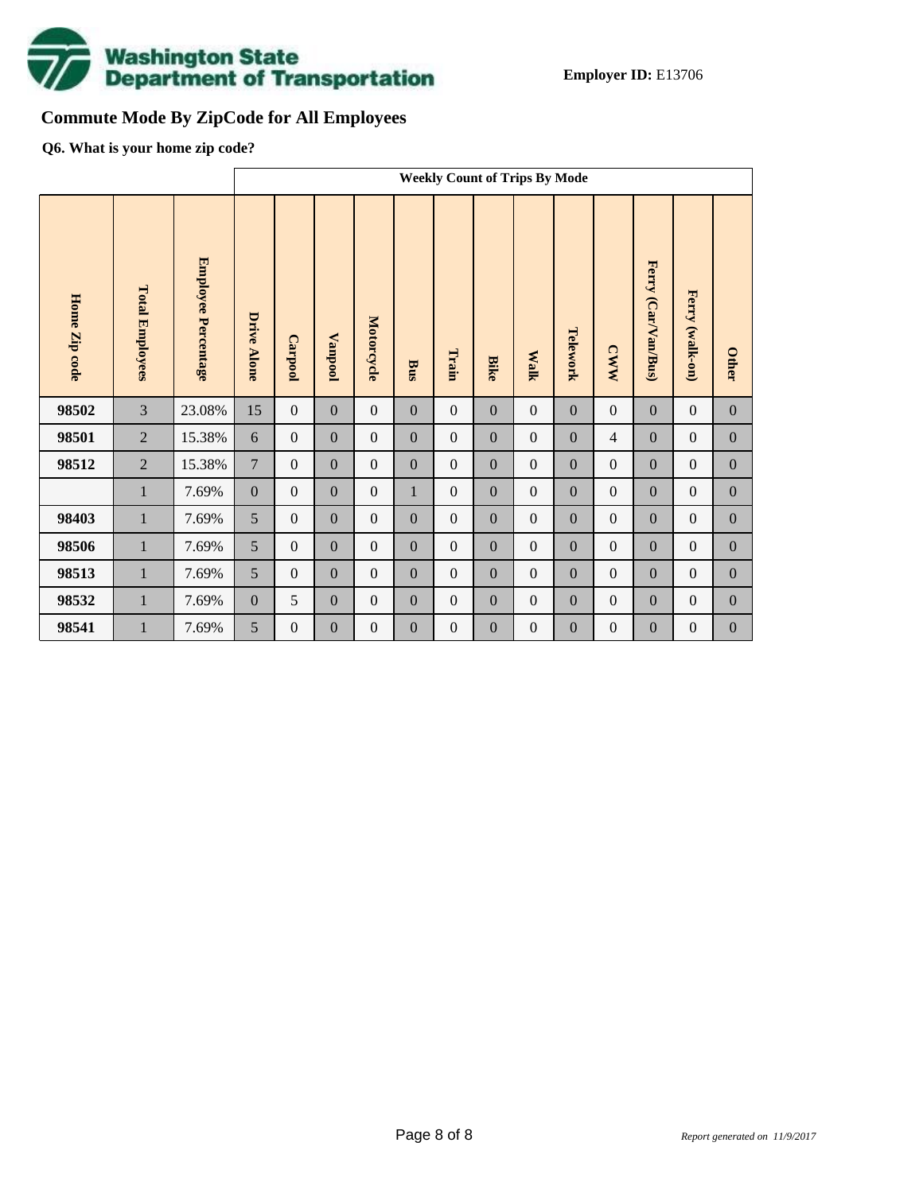**Employer ID:** E13706

# Commute Mode By ZipCode for All Employees

**Q6. What is your home zip code?**

| | | | Weekly Count of Trips By Mode | | | | | | | | | | | | |
|---|---|---|---|---|---|---|---|---|---|---|---|---|---|---|---|
| **Home Zip code** | **Total Employees** | **Employee Percentage** | **Drive Alone** | **Carpool** | **Vanpool** | **Motorcycle** | **Bus** | **Train** | **Bike** | **Walk** | **Telework** | **CWW** | **Ferry (Car/Van/Bus)** | **Ferry (walk-on)** | **Other** |
| **98502** | 3 | 23.08% | 15 | 0 | 0 | 0 | 0 | 0 | 0 | 0 | 0 | 0 | 0 | 0 | 0 |
| **98501** | 2 | 15.38% | 6 | 0 | 0 | 0 | 0 | 0 | 0 | 0 | 0 | 4 | 0 | 0 | 0 |
| **98512** | 2 | 15.38% | 7 | 0 | 0 | 0 | 0 | 0 | 0 | 0 | 0 | 0 | 0 | 0 | 0 |
| | 1 | 7.69% | 0 | 0 | 0 | 0 | 1 | 0 | 0 | 0 | 0 | 0 | 0 | 0 | 0 |
| **98403** | 1 | 7.69% | 5 | 0 | 0 | 0 | 0 | 0 | 0 | 0 | 0 | 0 | 0 | 0 | 0 |
| **98506** | 1 | 7.69% | 5 | 0 | 0 | 0 | 0 | 0 | 0 | 0 | 0 | 0 | 0 | 0 | 0 |
| **98513** | 1 | 7.69% | 5 | 0 | 0 | 0 | 0 | 0 | 0 | 0 | 0 | 0 | 0 | 0 | 0 |
| **98532** | 1 | 7.69% | 0 | 5 | 0 | 0 | 0 | 0 | 0 | 0 | 0 | 0 | 0 | 0 | 0 |
| **98541** | 1 | 7.69% | 5 | 0 | 0 | 0 | 0 | 0 | 0 | 0 | 0 | 0 | 0 | 0 | 0 |

*Report generated on 11/9/2017*